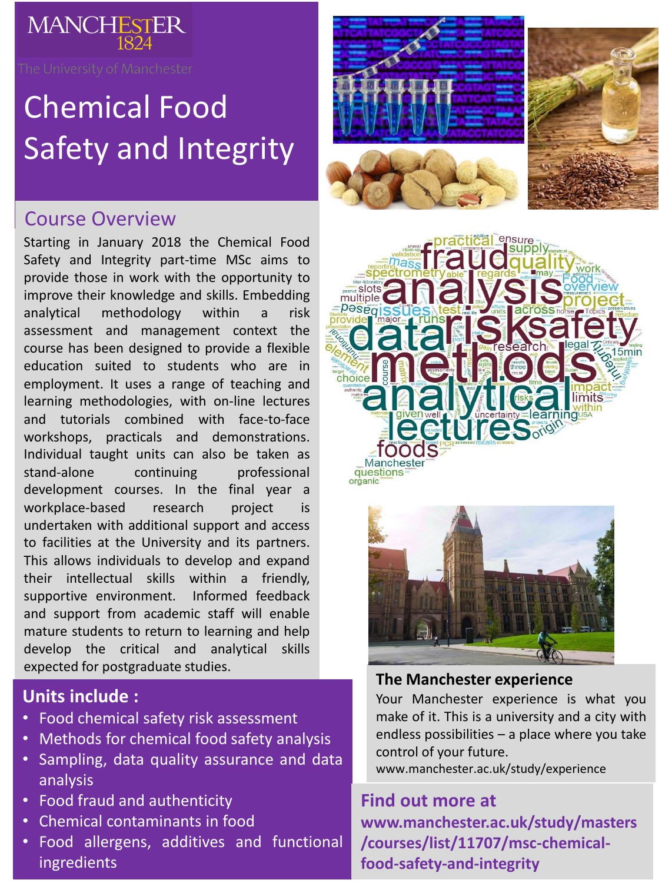MANCHESTER
1824

The University of Manchester

# Chemical Food Safety and Integrity

## Course Overview

Starting in January 2018 the Chemical Food Safety and Integrity part-time MSc aims to provide those in work with the opportunity to improve their knowledge and skills. Embedding analytical methodology within a risk assessment and management context the course has been designed to provide a flexible education suited to students who are in employment. It uses a range of teaching and learning methodologies, with on-line lectures and tutorials combined with face-to-face workshops, practicals and demonstrations. Individual taught units can also be taken as stand-alone continuing professional development courses. In the final year a workplace-based research project is undertaken with additional support and access to facilities at the University and its partners. This allows individuals to develop and expand their intellectual skills within a friendly, supportive environment. Informed feedback and support from academic staff will enable mature students to return to learning and help develop the critical and analytical skills expected for postgraduate studies.

## Units include :

- Food chemical safety risk assessment
- Methods for chemical food safety analysis
- Sampling, data quality assurance and data analysis
- Food fraud and authenticity
- Chemical contaminants in food
- Food allergens, additives and functional ingredients

### The Manchester experience

Your Manchester experience is what you make of it. This is a university and a city with endless possibilities – a place where you take control of your future.

www.manchester.ac.uk/study/experience

## Find out more at

**www.manchester.ac.uk/study/masters/courses/list/11707/msc-chemical-food-safety-and-integrity**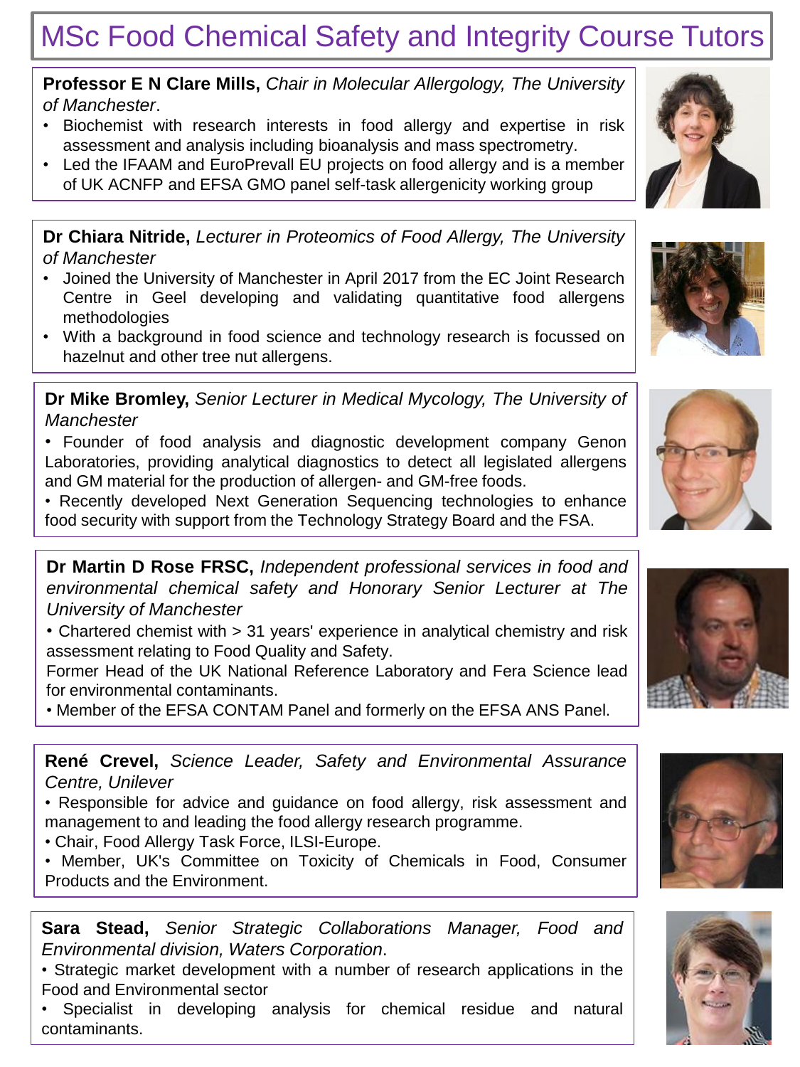# MSc Food Chemical Safety and Integrity Course Tutors

**Professor E N Clare Mills,** *Chair in Molecular Allergology, The University of Manchester*.

- Biochemist with research interests in food allergy and expertise in risk assessment and analysis including bioanalysis and mass spectrometry.
- Led the IFAAM and EuroPrevall EU projects on food allergy and is a member of UK ACNFP and EFSA GMO panel self-task allergenicity working group

**Dr Chiara Nitride,** *Lecturer in Proteomics of Food Allergy, The University of Manchester*

- Joined the University of Manchester in April 2017 from the EC Joint Research Centre in Geel developing and validating quantitative food allergens methodologies
- With a background in food science and technology research is focussed on hazelnut and other tree nut allergens.

**Dr Mike Bromley,** *Senior Lecturer in Medical Mycology, The University of Manchester*

- Founder of food analysis and diagnostic development company Genon Laboratories, providing analytical diagnostics to detect all legislated allergens and GM material for the production of allergen- and GM-free foods.
- Recently developed Next Generation Sequencing technologies to enhance food security with support from the Technology Strategy Board and the FSA.

**Dr Martin D Rose FRSC,** *Independent professional services in food and environmental chemical safety and Honorary Senior Lecturer at The University of Manchester*

- Chartered chemist with > 31 years' experience in analytical chemistry and risk assessment relating to Food Quality and Safety.

Former Head of the UK National Reference Laboratory and Fera Science lead for environmental contaminants.

- Member of the EFSA CONTAM Panel and formerly on the EFSA ANS Panel.

**René Crevel,** *Science Leader, Safety and Environmental Assurance Centre, Unilever*

- Responsible for advice and guidance on food allergy, risk assessment and management to and leading the food allergy research programme.
- Chair, Food Allergy Task Force, ILSI-Europe.
- Member, UK's Committee on Toxicity of Chemicals in Food, Consumer Products and the Environment.

**Sara Stead,** *Senior Strategic Collaborations Manager, Food and Environmental division, Waters Corporation*.

- Strategic market development with a number of research applications in the Food and Environmental sector
- Specialist in developing analysis for chemical residue and natural contaminants.